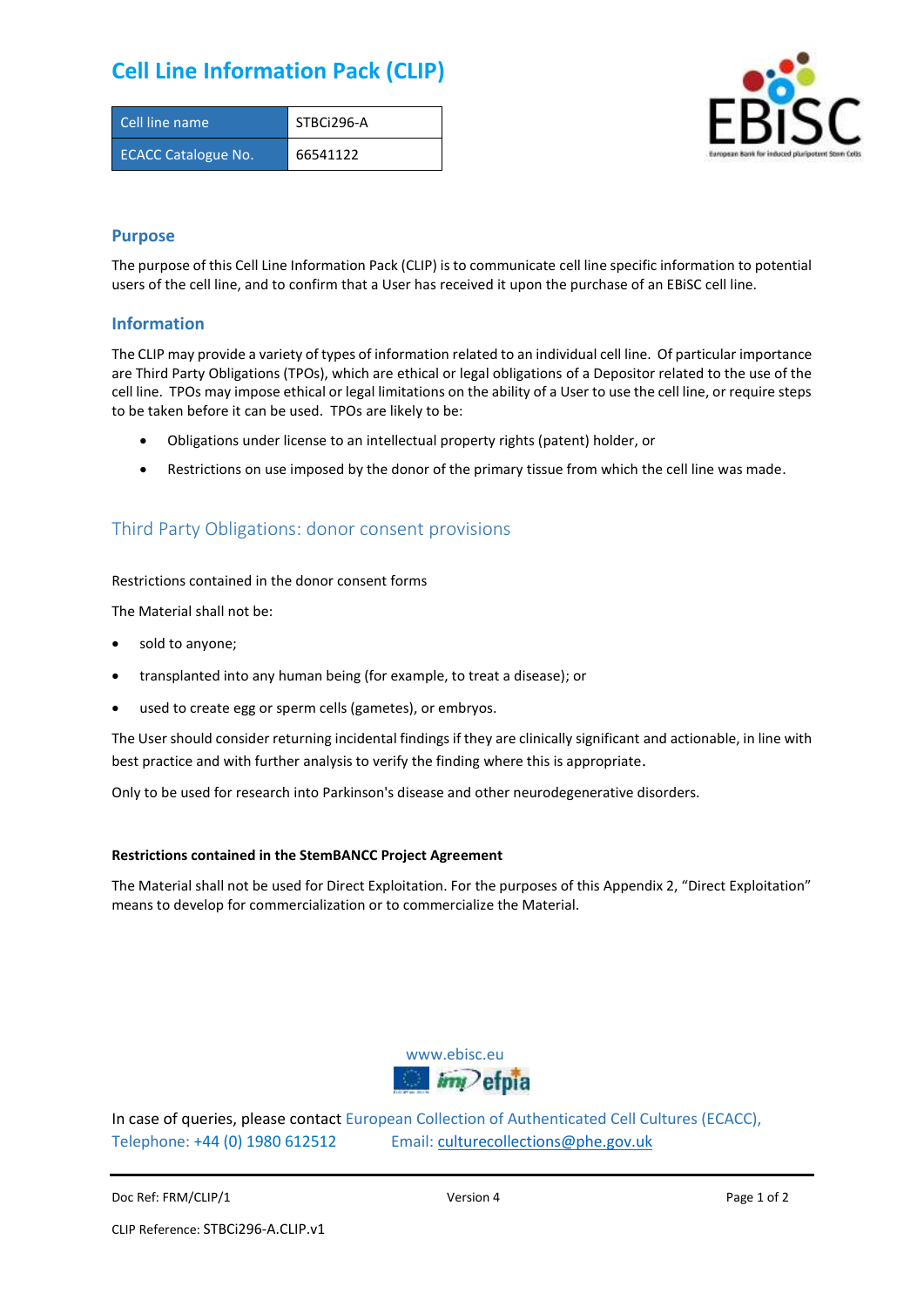# Cell Line Information Pack (CLIP)

| Cell line name | STBCi296-A |
|---|---|
| ECACC Catalogue No. | 66541122 |

## Purpose

The purpose of this Cell Line Information Pack (CLIP) is to communicate cell line specific information to potential users of the cell line, and to confirm that a User has received it upon the purchase of an EBiSC cell line.

## Information

The CLIP may provide a variety of types of information related to an individual cell line. Of particular importance are Third Party Obligations (TPOs), which are ethical or legal obligations of a Depositor related to the use of the cell line. TPOs may impose ethical or legal limitations on the ability of a User to use the cell line, or require steps to be taken before it can be used. TPOs are likely to be:

- Obligations under license to an intellectual property rights (patent) holder, or
- Restrictions on use imposed by the donor of the primary tissue from which the cell line was made.

## Third Party Obligations: donor consent provisions

Restrictions contained in the donor consent forms

The Material shall not be:

- sold to anyone;
- transplanted into any human being (for example, to treat a disease); or
- used to create egg or sperm cells (gametes), or embryos.

The User should consider returning incidental findings if they are clinically significant and actionable, in line with best practice and with further analysis to verify the finding where this is appropriate.

Only to be used for research into Parkinson's disease and other neurodegenerative disorders.

**Restrictions contained in the StemBANCC Project Agreement**

The Material shall not be used for Direct Exploitation. For the purposes of this Appendix 2, "Direct Exploitation" means to develop for commercialization or to commercialize the Material.

www.ebisc.eu

In case of queries, please contact European Collection of Authenticated Cell Cultures (ECACC), Telephone: +44 (0) 1980 612512 Email: culturecollections@phe.gov.uk

Doc Ref: FRM/CLIP/1 Version 4

CLIP Reference: STBCi296-A.CLIP.v1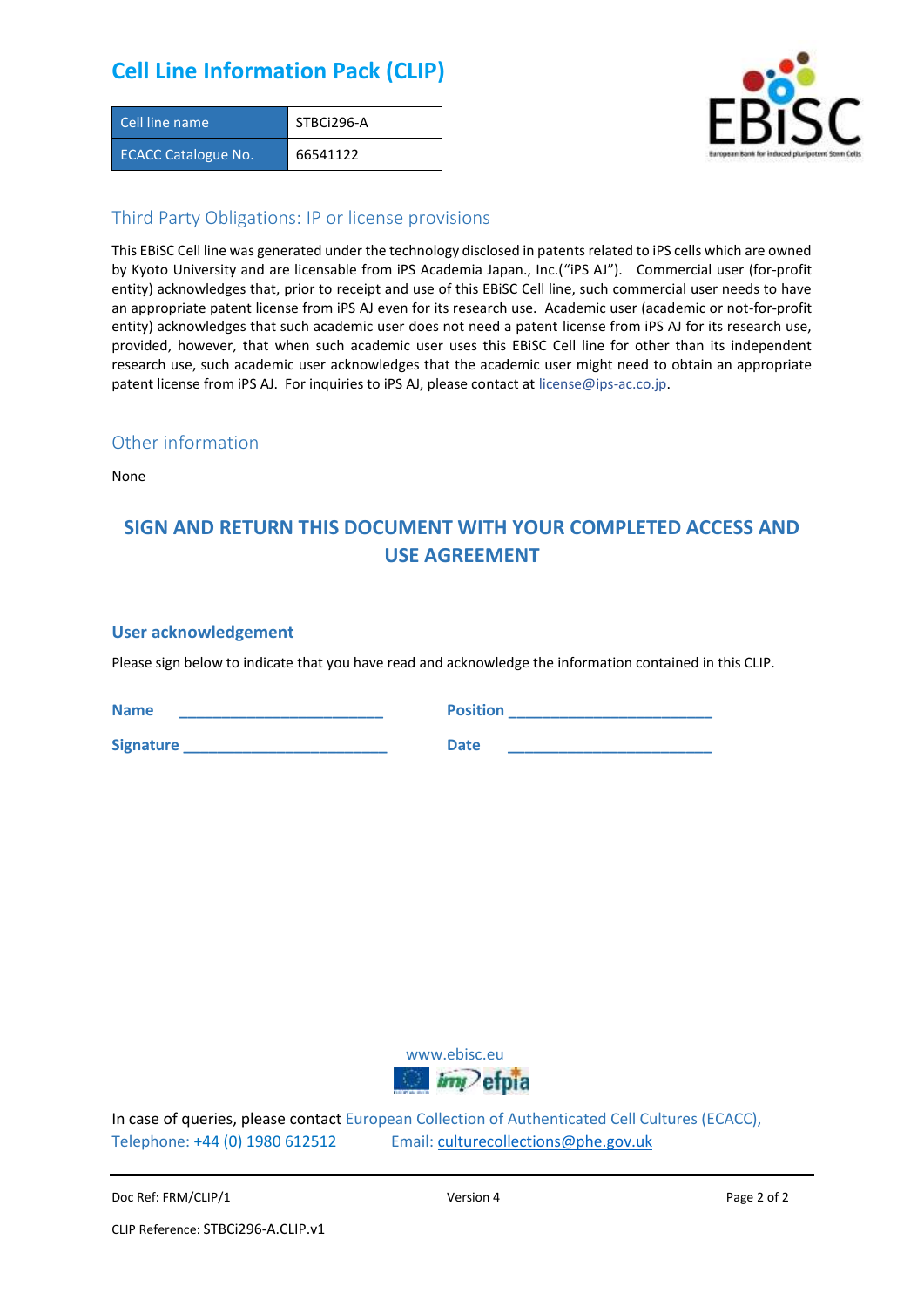# Cell Line Information Pack (CLIP)

| | |
|---|---|
| Cell line name | STBCi296-A |
| ECACC Catalogue No. | 66541122 |

## Third Party Obligations: IP or license provisions

This EBiSC Cell line was generated under the technology disclosed in patents related to iPS cells which are owned by Kyoto University and are licensable from iPS Academia Japan., Inc.("iPS AJ"). Commercial user (for-profit entity) acknowledges that, prior to receipt and use of this EBiSC Cell line, such commercial user needs to have an appropriate patent license from iPS AJ even for its research use. Academic user (academic or not-for-profit entity) acknowledges that such academic user does not need a patent license from iPS AJ for its research use, provided, however, that when such academic user uses this EBiSC Cell line for other than its independent research use, such academic user acknowledges that the academic user might need to obtain an appropriate patent license from iPS AJ. For inquiries to iPS AJ, please contact at license@ips-ac.co.jp.

## Other information

None

## SIGN AND RETURN THIS DOCUMENT WITH YOUR COMPLETED ACCESS AND USE AGREEMENT

### User acknowledgement

Please sign below to indicate that you have read and acknowledge the information contained in this CLIP.

**Name** ________________________ **Position** ________________________

**Signature** ________________________ **Date** ________________________

www.ebisc.eu

In case of queries, please contact European Collection of Authenticated Cell Cultures (ECACC),
Telephone: +44 (0) 1980 612512 Email: culturecollections@phe.gov.uk

Doc Ref: FRM/CLIP/1 Version 4

CLIP Reference: STBCi296-A.CLIP.v1